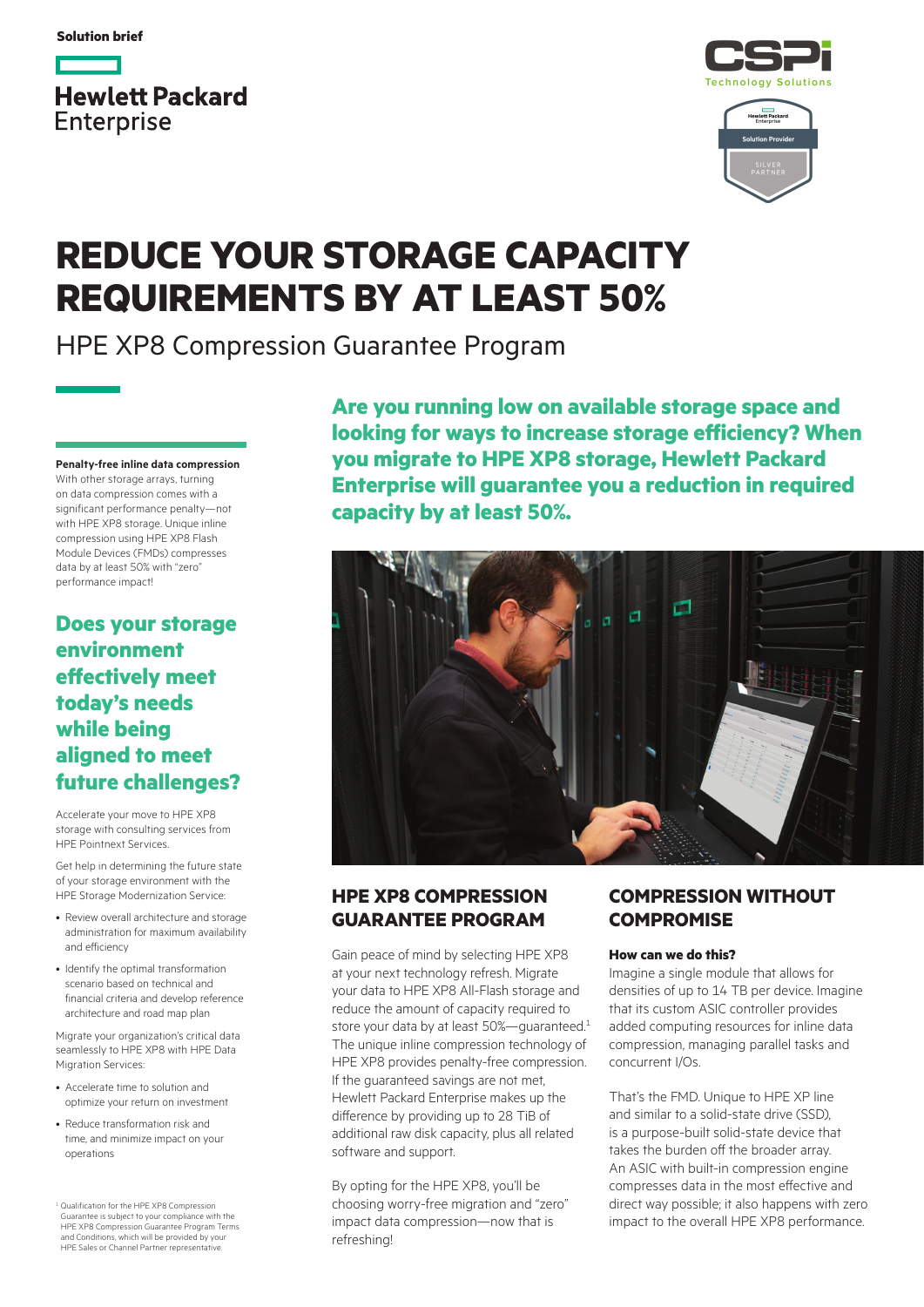Solution brief

Hewlett Packard Enterprise

CSPi Technology Solutions

# REDUCE YOUR STORAGE CAPACITY REQUIREMENTS BY AT LEAST 50%

## HPE XP8 Compression Guarantee Program

**Are you running low on available storage space and looking for ways to increase storage efficiency? When you migrate to HPE XP8 storage, Hewlett Packard Enterprise will guarantee you a reduction in required capacity by at least 50%.**

### HPE XP8 COMPRESSION GUARANTEE PROGRAM

Gain peace of mind by selecting HPE XP8 at your next technology refresh. Migrate your data to HPE XP8 All-Flash storage and reduce the amount of capacity required to store your data by at least 50%—guaranteed.[1] The unique inline compression technology of HPE XP8 provides penalty-free compression. If the guaranteed savings are not met, Hewlett Packard Enterprise makes up the difference by providing up to 28 TiB of additional raw disk capacity, plus all related software and support.

By opting for the HPE XP8, you'll be choosing worry-free migration and "zero" impact data compression—now that is refreshing!

### COMPRESSION WITHOUT COMPROMISE

**How can we do this?**

Imagine a single module that allows for densities of up to 14 TB per device. Imagine that its custom ASIC controller provides added computing resources for inline data compression, managing parallel tasks and concurrent I/Os.

That's the FMD. Unique to HPE XP line and similar to a solid-state drive (SSD), is a purpose-built solid-state device that takes the burden off the broader array. An ASIC with built-in compression engine compresses data in the most effective and direct way possible; it also happens with zero impact to the overall HPE XP8 performance.

**Penalty-free inline data compression**

With other storage arrays, turning on data compression comes with a significant performance penalty—not with HPE XP8 storage. Unique inline compression using HPE XP8 Flash Module Devices (FMDs) compresses data by at least 50% with "zero" performance impact!

### Does your storage environment effectively meet today's needs while being aligned to meet future challenges?

Accelerate your move to HPE XP8 storage with consulting services from HPE Pointnext Services.

Get help in determining the future state of your storage environment with the HPE Storage Modernization Service:

- Review overall architecture and storage administration for maximum availability and efficiency
- Identify the optimal transformation scenario based on technical and financial criteria and develop reference architecture and road map plan

Migrate your organization's critical data seamlessly to HPE XP8 with HPE Data Migration Services:

- Accelerate time to solution and optimize your return on investment
- Reduce transformation risk and time, and minimize impact on your operations

[1] Qualification for the HPE XP8 Compression Guarantee is subject to your compliance with the HPE XP8 Compression Guarantee Program Terms and Conditions, which will be provided by your HPE Sales or Channel Partner representative.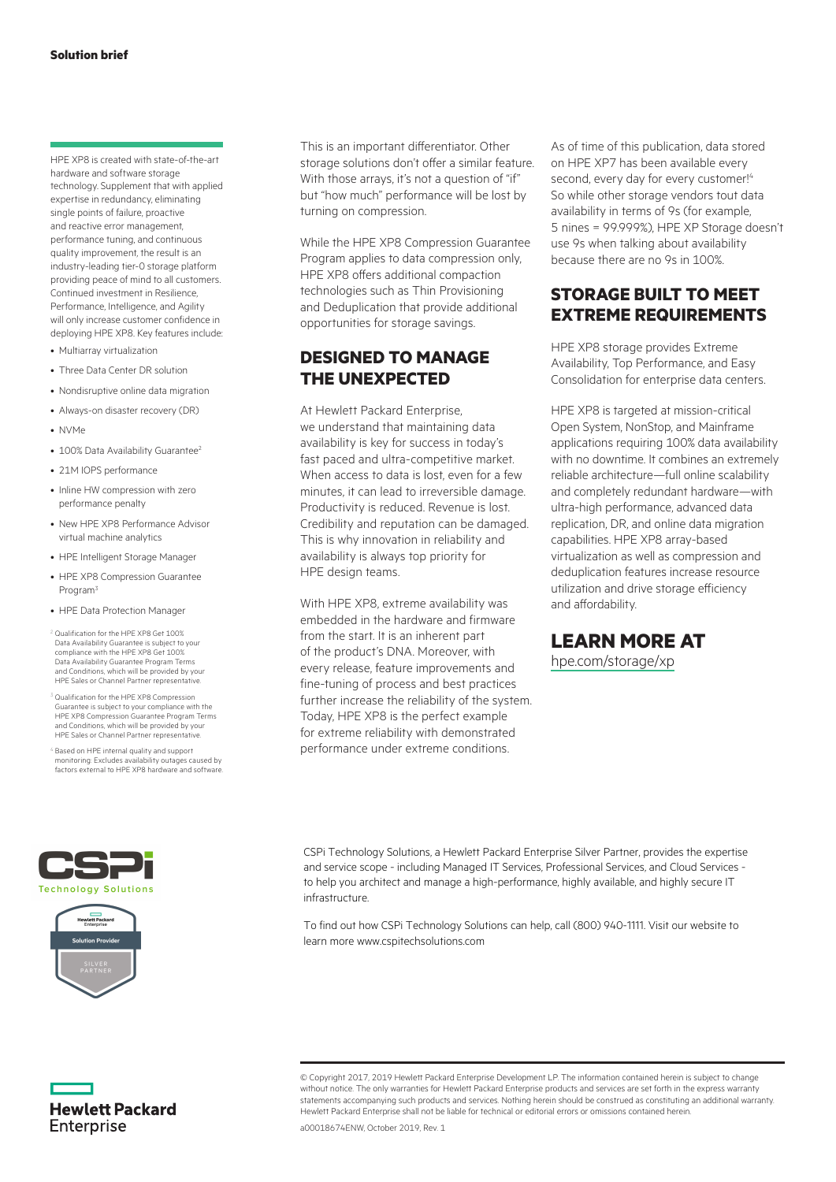HPE XP8 is created with state-of-the-art hardware and software storage technology. Supplement that with applied expertise in redundancy, eliminating single points of failure, proactive and reactive error management, performance tuning, and continuous quality improvement, the result is an industry-leading tier-0 storage platform providing peace of mind to all customers. Continued investment in Resilience, Performance, Intelligence, and Agility will only increase customer confidence in deploying HPE XP8. Key features include:

- Multiarray virtualization
- Three Data Center DR solution
- Nondisruptive online data migration
- Always-on disaster recovery (DR)
- NVMe
- 100% Data Availability Guarantee[2]
- 21M IOPS performance
- Inline HW compression with zero performance penalty
- New HPE XP8 Performance Advisor virtual machine analytics
- HPE Intelligent Storage Manager
- HPE XP8 Compression Guarantee Program[3]
- HPE Data Protection Manager

[2] Qualification for the HPE XP8 Get 100% Data Availability Guarantee is subject to your compliance with the HPE XP8 Get 100% Data Availability Guarantee Program Terms and Conditions, which will be provided by your HPE Sales or Channel Partner representative.

[3] Qualification for the HPE XP8 Compression Guarantee is subject to your compliance with the HPE XP8 Compression Guarantee Program Terms and Conditions, which will be provided by your HPE Sales or Channel Partner representative.

[4] Based on HPE internal quality and support monitoring. Excludes availability outages caused by factors external to HPE XP8 hardware and software.

This is an important differentiator. Other storage solutions don't offer a similar feature. With those arrays, it's not a question of "if" but "how much" performance will be lost by turning on compression.

While the HPE XP8 Compression Guarantee Program applies to data compression only, HPE XP8 offers additional compaction technologies such as Thin Provisioning and Deduplication that provide additional opportunities for storage savings.

## DESIGNED TO MANAGE THE UNEXPECTED

At Hewlett Packard Enterprise, we understand that maintaining data availability is key for success in today's fast paced and ultra-competitive market. When access to data is lost, even for a few minutes, it can lead to irreversible damage. Productivity is reduced. Revenue is lost. Credibility and reputation can be damaged. This is why innovation in reliability and availability is always top priority for HPE design teams.

With HPE XP8, extreme availability was embedded in the hardware and firmware from the start. It is an inherent part of the product's DNA. Moreover, with every release, feature improvements and fine-tuning of process and best practices further increase the reliability of the system. Today, HPE XP8 is the perfect example for extreme reliability with demonstrated performance under extreme conditions.

As of time of this publication, data stored on HPE XP7 has been available every second, every day for every customer![4] So while other storage vendors tout data availability in terms of 9s (for example, 5 nines = 99.999%), HPE XP Storage doesn't use 9s when talking about availability because there are no 9s in 100%.

## STORAGE BUILT TO MEET EXTREME REQUIREMENTS

HPE XP8 storage provides Extreme Availability, Top Performance, and Easy Consolidation for enterprise data centers.

HPE XP8 is targeted at mission-critical Open System, NonStop, and Mainframe applications requiring 100% data availability with no downtime. It combines an extremely reliable architecture—full online scalability and completely redundant hardware—with ultra-high performance, advanced data replication, DR, and online data migration capabilities. HPE XP8 array-based virtualization as well as compression and deduplication features increase resource utilization and drive storage efficiency and affordability.

## LEARN MORE AT

hpe.com/storage/xp

CSPi Technology Solutions

Hewlett Packard Enterprise Solution Provider SILVER PARTNER

CSPi Technology Solutions, a Hewlett Packard Enterprise Silver Partner, provides the expertise and service scope - including Managed IT Services, Professional Services, and Cloud Services - to help you architect and manage a high-performance, highly available, and highly secure IT infrastructure.

To find out how CSPi Technology Solutions can help, call (800) 940-1111. Visit our website to learn more www.cspitechsolutions.com

Hewlett Packard Enterprise

© Copyright 2017, 2019 Hewlett Packard Enterprise Development LP. The information contained herein is subject to change without notice. The only warranties for Hewlett Packard Enterprise products and services are set forth in the express warranty statements accompanying such products and services. Nothing herein should be construed as constituting an additional warranty. Hewlett Packard Enterprise shall not be liable for technical or editorial errors or omissions contained herein.

a00018674ENW, October 2019, Rev. 1